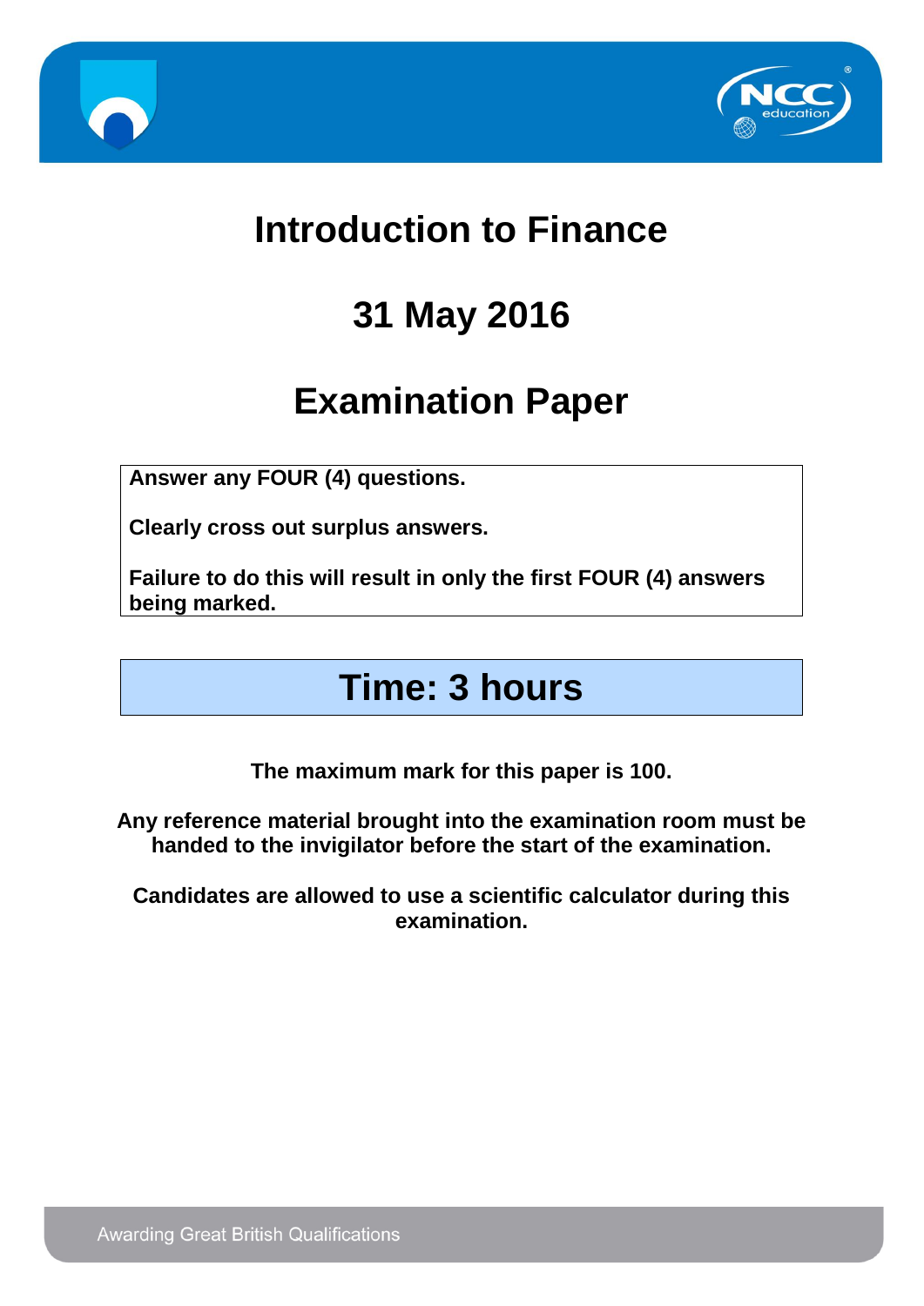# Introduction to Finance

## 31 May 2016

## Examination Paper

**Answer any FOUR (4) questions.**

**Clearly cross out surplus answers.**

**Failure to do this will result in only the first FOUR (4) answers being marked.**

## Time: 3 hours

**The maximum mark for this paper is 100.**

**Any reference material brought into the examination room must be handed to the invigilator before the start of the examination.**

**Candidates are allowed to use a scientific calculator during this examination.**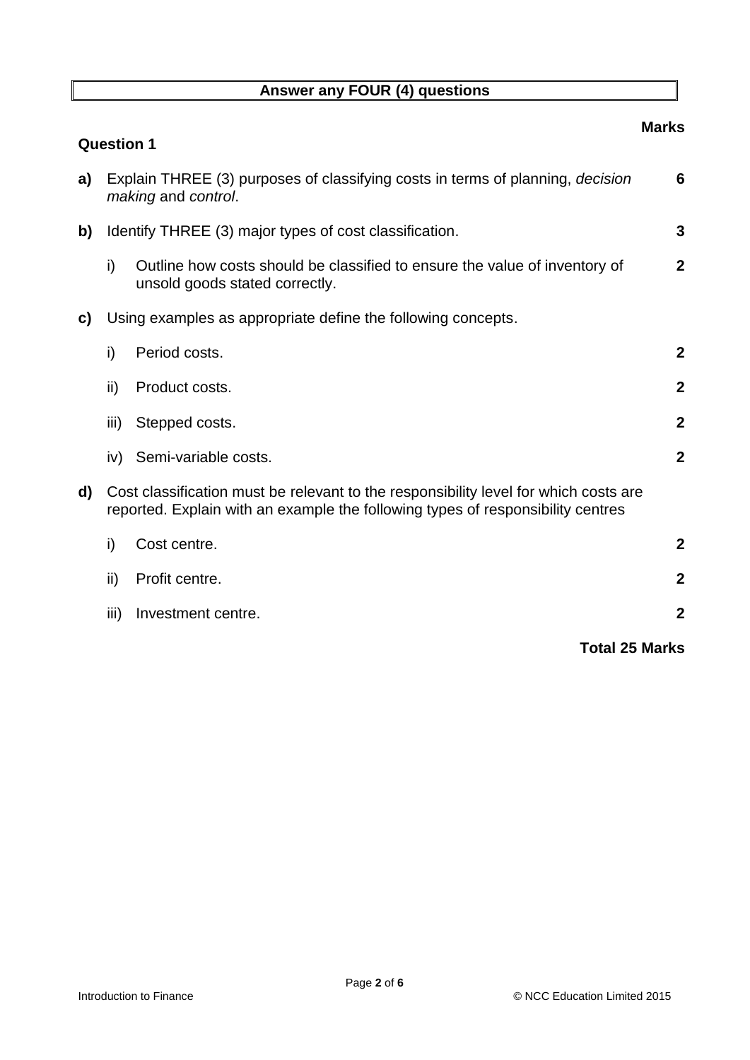**Answer any FOUR (4) questions**

**Marks**

### Question 1

**a)** Explain THREE (3) purposes of classifying costs in terms of planning, *decision making* and *control*. **6**

**b)** Identify THREE (3) major types of cost classification. **3**

i) Outline how costs should be classified to ensure the value of inventory of unsold goods stated correctly. **2**

**c)** Using examples as appropriate define the following concepts.

i) Period costs. **2**

ii) Product costs. **2**

iii) Stepped costs. **2**

iv) Semi-variable costs. **2**

**d)** Cost classification must be relevant to the responsibility level for which costs are reported. Explain with an example the following types of responsibility centres

i) Cost centre. **2**

ii) Profit centre. **2**

iii) Investment centre. **2**

**Total 25 Marks**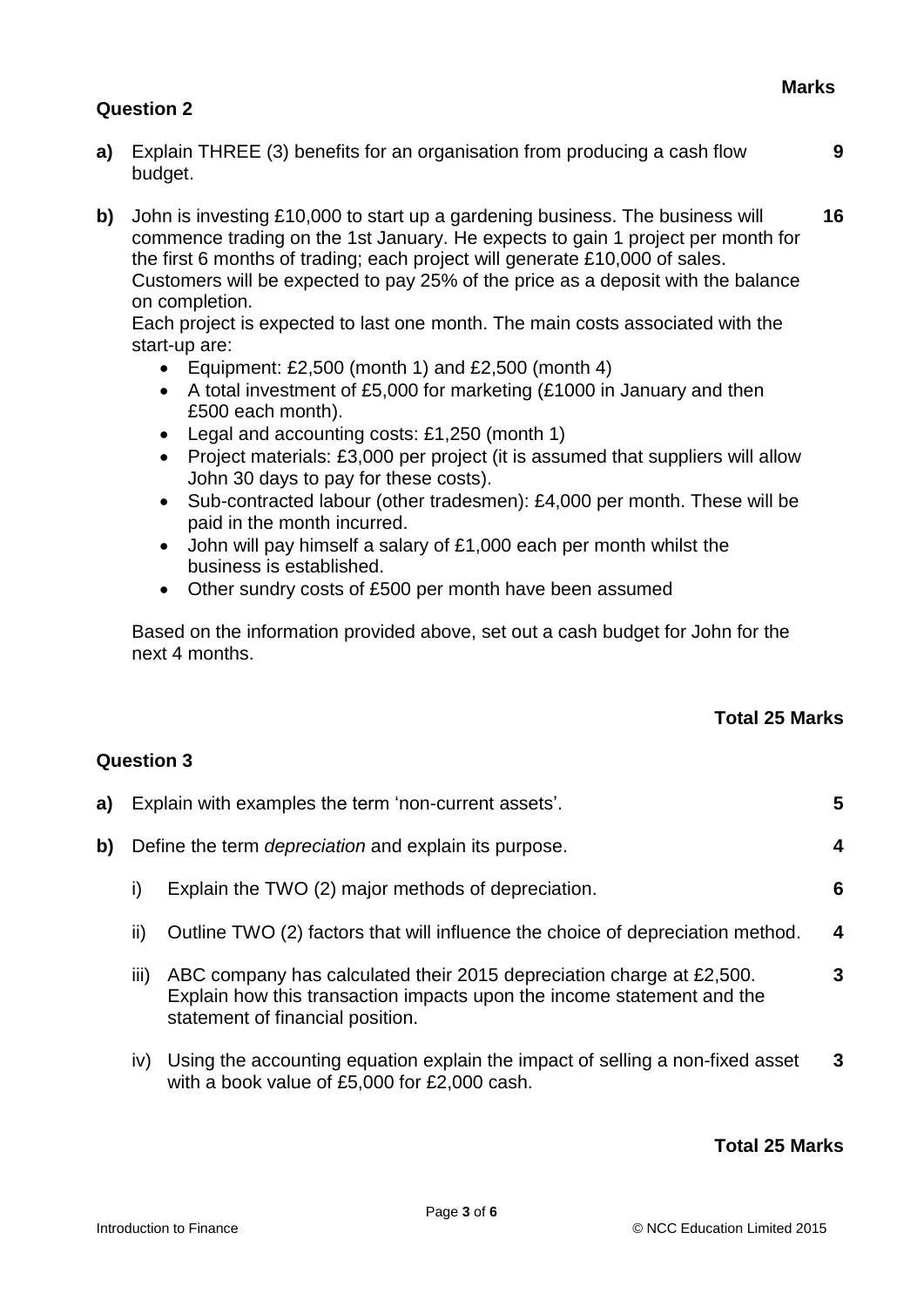**Marks**

## Question 2

**a)** Explain THREE (3) benefits for an organisation from producing a cash flow budget. **9**

**b)** John is investing £10,000 to start up a gardening business. The business will commence trading on the 1st January. He expects to gain 1 project per month for the first 6 months of trading; each project will generate £10,000 of sales. Customers will be expected to pay 25% of the price as a deposit with the balance on completion. **16**

Each project is expected to last one month. The main costs associated with the start-up are:

- Equipment: £2,500 (month 1) and £2,500 (month 4)
- A total investment of £5,000 for marketing (£1000 in January and then £500 each month).
- Legal and accounting costs: £1,250 (month 1)
- Project materials: £3,000 per project (it is assumed that suppliers will allow John 30 days to pay for these costs).
- Sub-contracted labour (other tradesmen): £4,000 per month. These will be paid in the month incurred.
- John will pay himself a salary of £1,000 each per month whilst the business is established.
- Other sundry costs of £500 per month have been assumed

Based on the information provided above, set out a cash budget for John for the next 4 months.

**Total 25 Marks**

## Question 3

**a)** Explain with examples the term 'non-current assets'. **5**

**b)** Define the term *depreciation* and explain its purpose. **4**

i) Explain the TWO (2) major methods of depreciation. **6**

ii) Outline TWO (2) factors that will influence the choice of depreciation method. **4**

iii) ABC company has calculated their 2015 depreciation charge at £2,500. Explain how this transaction impacts upon the income statement and the statement of financial position. **3**

iv) Using the accounting equation explain the impact of selling a non-fixed asset with a book value of £5,000 for £2,000 cash. **3**

**Total 25 Marks**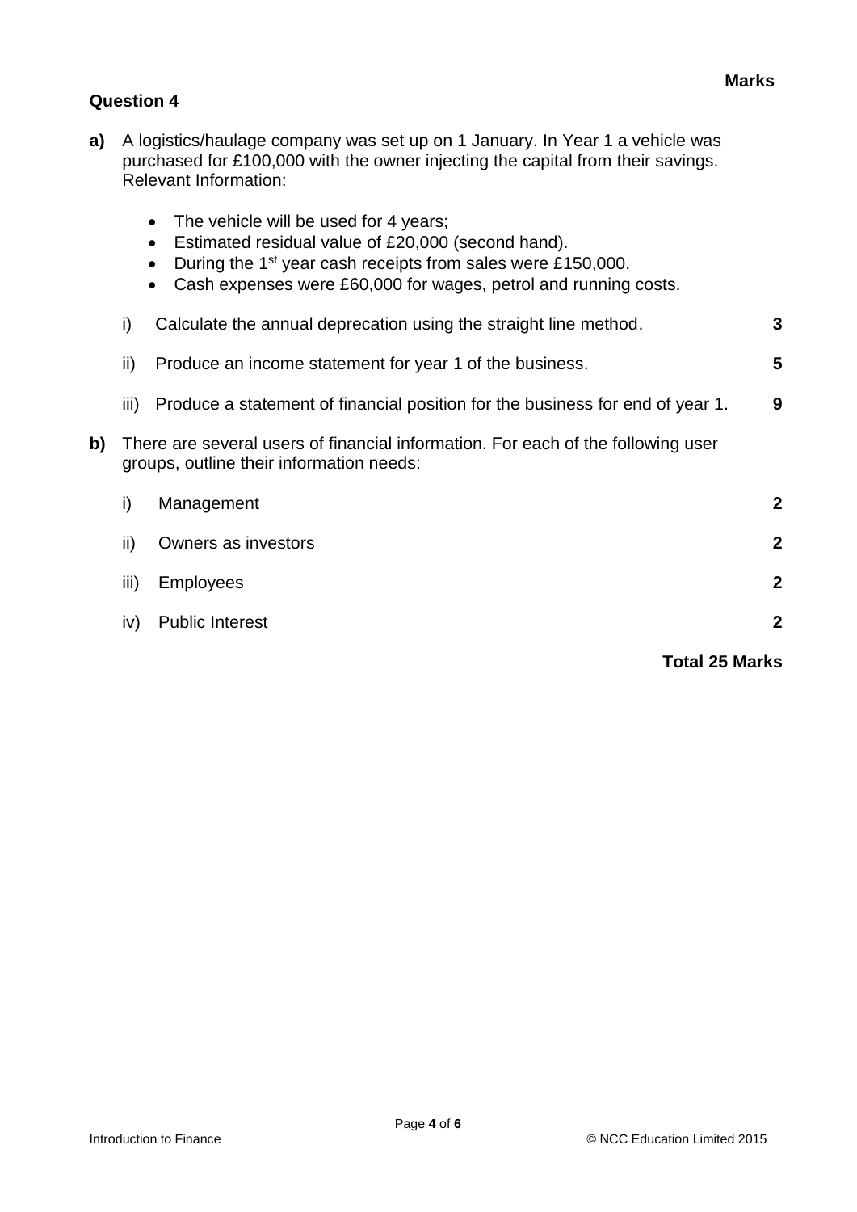**Marks**

## Question 4

**a)** A logistics/haulage company was set up on 1 January. In Year 1 a vehicle was purchased for £100,000 with the owner injecting the capital from their savings. Relevant Information:

- The vehicle will be used for 4 years;
- Estimated residual value of £20,000 (second hand).
- During the 1st year cash receipts from sales were £150,000.
- Cash expenses were £60,000 for wages, petrol and running costs.

i) Calculate the annual deprecation using the straight line method. **3**

ii) Produce an income statement for year 1 of the business. **5**

iii) Produce a statement of financial position for the business for end of year 1. **9**

**b)** There are several users of financial information. For each of the following user groups, outline their information needs:

i) Management **2**

ii) Owners as investors **2**

iii) Employees **2**

iv) Public Interest **2**

**Total 25 Marks**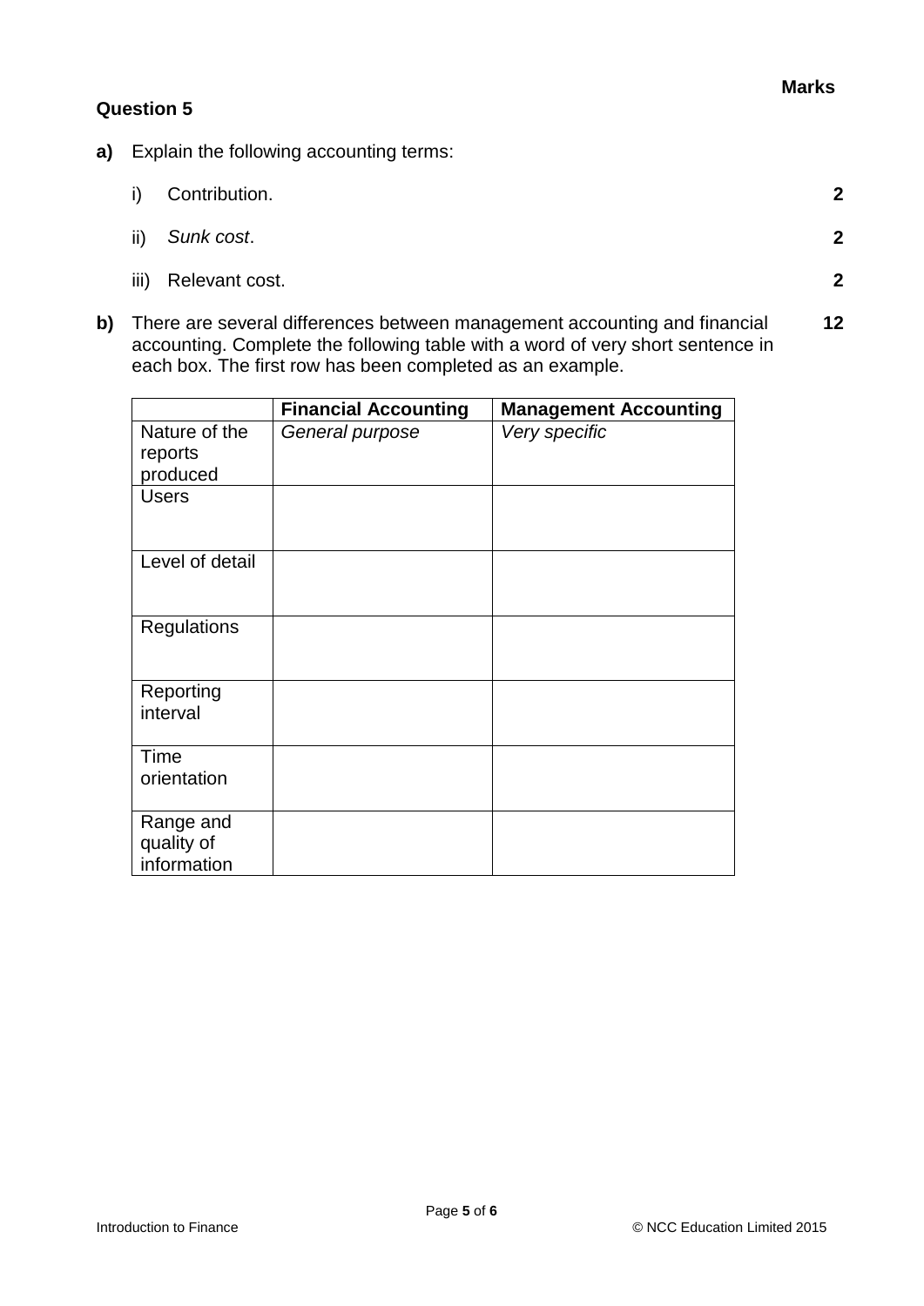**Marks**

**Question 5**

**a)** Explain the following accounting terms:

i) Contribution. **2**

ii) *Sunk cost*. **2**

iii) Relevant cost. **2**

**b)** There are several differences between management accounting and financial accounting. Complete the following table with a word of very short sentence in each box. The first row has been completed as an example. **12**

| | **Financial Accounting** | **Management Accounting** |
|---|---|---|
| Nature of the reports produced | *General purpose* | *Very specific* |
| Users | | |
| Level of detail | | |
| Regulations | | |
| Reporting interval | | |
| Time orientation | | |
| Range and quality of information | | |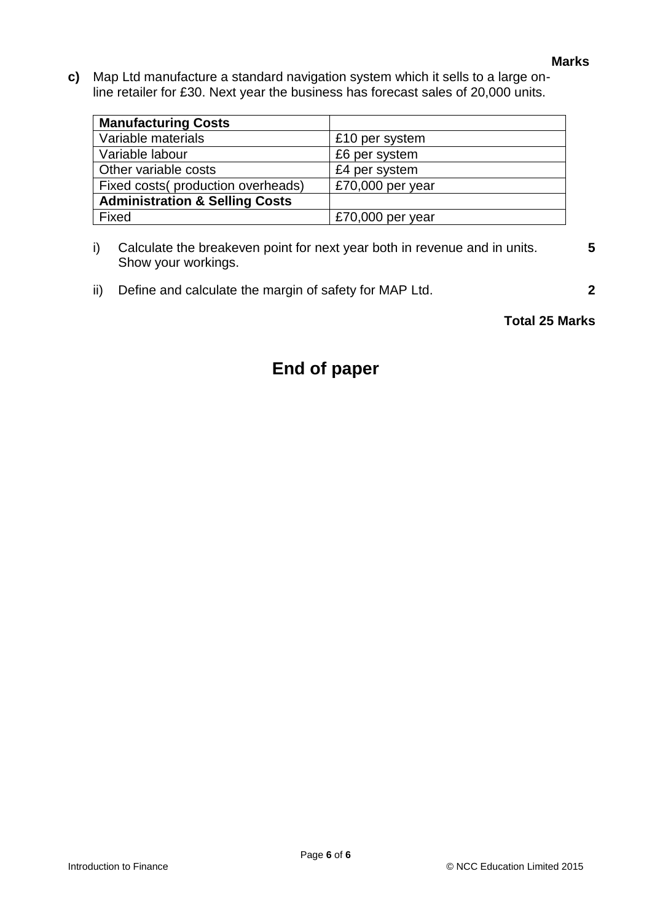**Marks**

**c)** Map Ltd manufacture a standard navigation system which it sells to a large on-line retailer for £30. Next year the business has forecast sales of 20,000 units.

| **Manufacturing Costs** | |
|---|---|
| Variable materials | £10 per system |
| Variable labour | £6 per system |
| Other variable costs | £4 per system |
| Fixed costs( production overheads) | £70,000 per year |
| **Administration & Selling Costs** | |
| Fixed | £70,000 per year |

i) Calculate the breakeven point for next year both in revenue and in units. Show your workings. **5**

ii) Define and calculate the margin of safety for MAP Ltd. **2**

**Total 25 Marks**

# End of paper